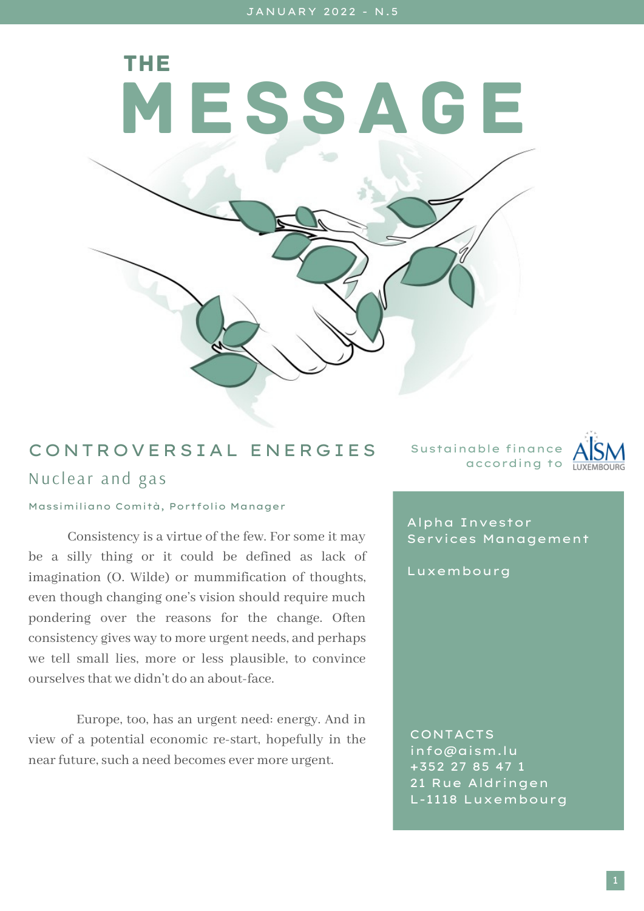JANUARY 2022 - N.5

# THE MESSAGE

## CONTROVERSIAL ENERGIES

### Nuclear and gas

Massimiliano Comità, Portfolio Manager

Consistency is a virtue of the few. For some it may be a silly thing or it could be defined as lack of imagination (O. Wilde) or mummification of thoughts, even though changing one's vision should require much pondering over the reasons for the change. Often consistency gives way to more urgent needs, and perhaps we tell small lies, more or less plausible, to convince ourselves that we didn't do an about-face.

Europe, too, has an urgent need: energy. And in view of a potential economic re-start, hopefully in the near future, such a need becomes ever more urgent.

Sustainable finance according to AISM LUXEMBOURG

Alpha Investor Services Management

Luxembourg

CONTACTS
info@aism.lu
+352 27 85 47 1
21 Rue Aldringen
L-1118 Luxembourg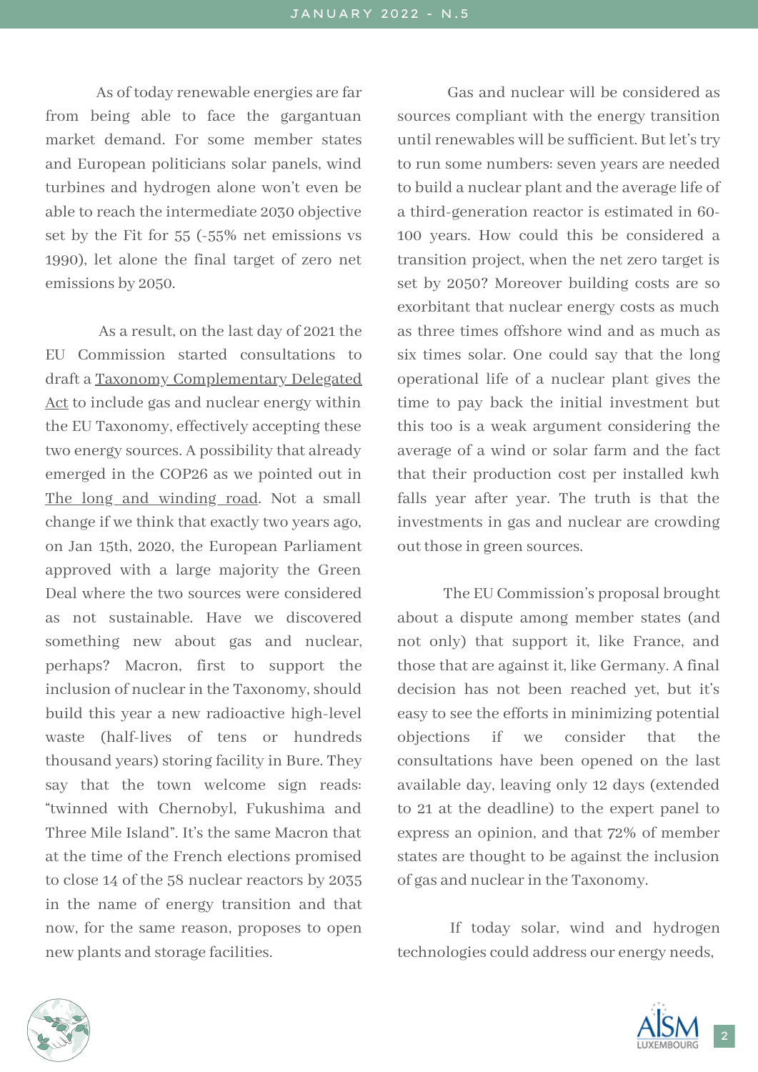As of today renewable energies are far from being able to face the gargantuan market demand. For some member states and European politicians solar panels, wind turbines and hydrogen alone won't even be able to reach the intermediate 2030 objective set by the Fit for 55 (-55% net emissions vs 1990), let alone the final target of zero net emissions by 2050.

As a result, on the last day of 2021 the EU Commission started consultations to draft a Taxonomy Complementary Delegated Act to include gas and nuclear energy within the EU Taxonomy, effectively accepting these two energy sources. A possibility that already emerged in the COP26 as we pointed out in The long and winding road. Not a small change if we think that exactly two years ago, on Jan 15th, 2020, the European Parliament approved with a large majority the Green Deal where the two sources were considered as not sustainable. Have we discovered something new about gas and nuclear, perhaps? Macron, first to support the inclusion of nuclear in the Taxonomy, should build this year a new radioactive high-level waste (half-lives of tens or hundreds thousand years) storing facility in Bure. They say that the town welcome sign reads: "twinned with Chernobyl, Fukushima and Three Mile Island". It's the same Macron that at the time of the French elections promised to close 14 of the 58 nuclear reactors by 2035 in the name of energy transition and that now, for the same reason, proposes to open new plants and storage facilities.

Gas and nuclear will be considered as sources compliant with the energy transition until renewables will be sufficient. But let's try to run some numbers: seven years are needed to build a nuclear plant and the average life of a third-generation reactor is estimated in 60-100 years. How could this be considered a transition project, when the net zero target is set by 2050? Moreover building costs are so exorbitant that nuclear energy costs as much as three times offshore wind and as much as six times solar. One could say that the long operational life of a nuclear plant gives the time to pay back the initial investment but this too is a weak argument considering the average of a wind or solar farm and the fact that their production cost per installed kwh falls year after year. The truth is that the investments in gas and nuclear are crowding out those in green sources.

The EU Commission's proposal brought about a dispute among member states (and not only) that support it, like France, and those that are against it, like Germany. A final decision has not been reached yet, but it's easy to see the efforts in minimizing potential objections if we consider that the consultations have been opened on the last available day, leaving only 12 days (extended to 21 at the deadline) to the expert panel to express an opinion, and that 72% of member states are thought to be against the inclusion of gas and nuclear in the Taxonomy.

If today solar, wind and hydrogen technologies could address our energy needs,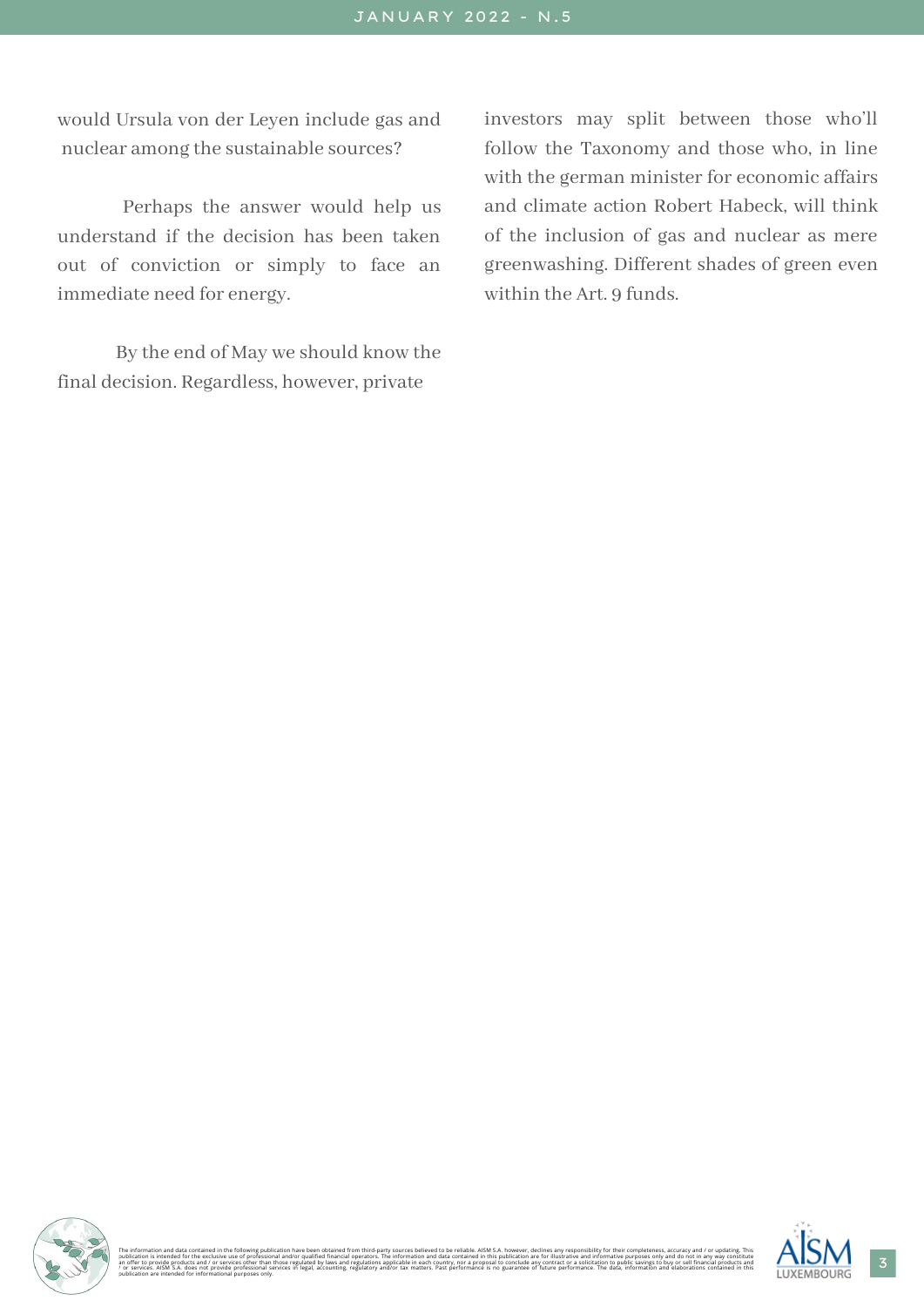would Ursula von der Leyen include gas and nuclear among the sustainable sources?

Perhaps the answer would help us understand if the decision has been taken out of conviction or simply to face an immediate need for energy.

By the end of May we should know the final decision. Regardless, however, private investors may split between those who'll follow the Taxonomy and those who, in line with the german minister for economic affairs and climate action Robert Habeck, will think of the inclusion of gas and nuclear as mere greenwashing. Different shades of green even within the Art. 9 funds.

The information and data contained in the following publication have been obtained from third-party sources believed to be reliable. AISM S.A. however, declines any responsibility for their completeness, accuracy and / or updating. This publication is intended for the exclusive use of professional and/or qualified financial operators. The information and data contained in this publication are for illustrative and informative purposes only and do not in any way constitute an offer to provide products and / or services other than those regulated by laws and regulations applicable in each country, nor a proposal to conclude any contract or a solicitation to public savings to buy or sell financial products and / or services. AISM S.A. does not provide professional services in legal, accounting, regulatory and/or tax matters. Past performance is no guarantee of future performance. The data, information and elaborations contained in this publication are intended for informational purposes only.